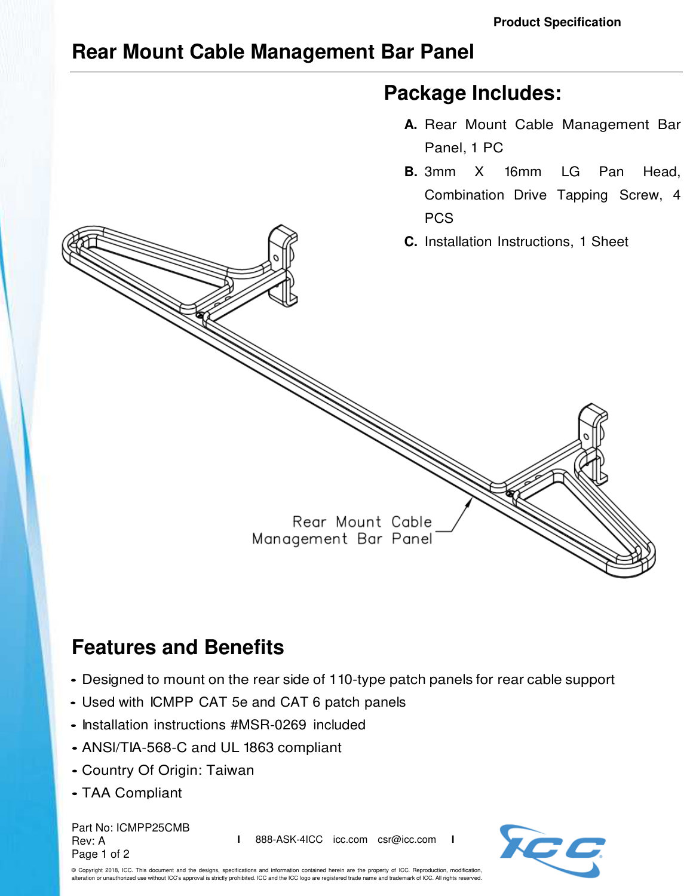Product Specification

# Rear Mount Cable Management Bar Panel

## Package Includes:

**A.** Rear Mount Cable Management Bar Panel, 1 PC

**B.** 3mm X 16mm LG Pan Head, Combination Drive Tapping Screw, 4 PCS

**C.** Installation Instructions, 1 Sheet

Rear Mount Cable Management Bar Panel

## Features and Benefits

- Designed to mount on the rear side of 110-type patch panels for rear cable support
- Used with ICMPP CAT 5e and CAT 6 patch panels
- Installation instructions #MSR-0269 included
- ANSI/TIA-568-C and UL 1863 compliant
- Country Of Origin: Taiwan
- TAA Compliant

Part No: ICMPP25CMB
Rev: A

888-ASK-4ICC icc.com csr@icc.com

© Copyright 2018, ICC. This document and the designs, specifications and information contained herein are the property of ICC. Reproduction, modification, alteration or unauthorized use without ICC's approval is strictly prohibited. ICC and the ICC logo are registered trade name and trademark of ICC. All rights reserved.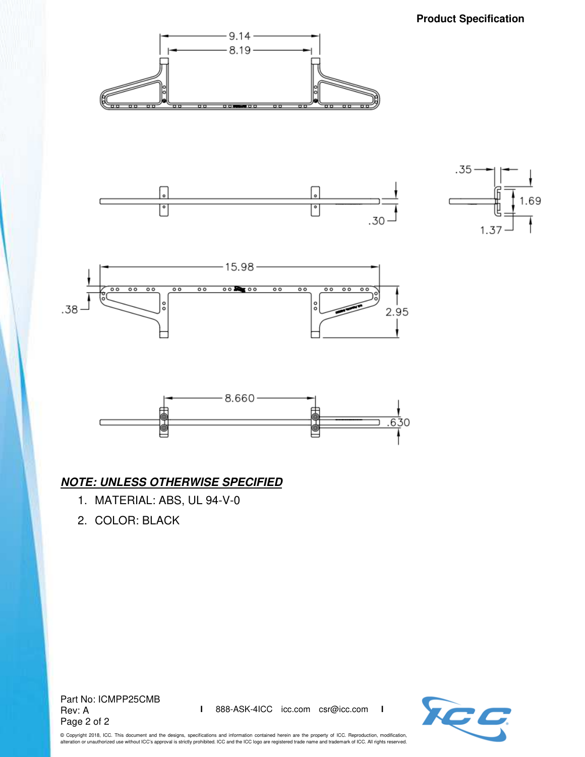Product Specification

9.14
8.19

.30

.35
1.69
1.37

15.98
.38
2.95

8.660
.630

***NOTE: UNLESS OTHERWISE SPECIFIED***

1. MATERIAL: ABS, UL 94-V-0
2. COLOR: BLACK

Part No: ICMPP25CMB
Rev: A

888-ASK-4ICC icc.com csr@icc.com

© Copyright 2018, ICC. This document and the designs, specifications and information contained herein are the property of ICC. Reproduction, modification, alteration or unauthorized use without ICC's approval is strictly prohibited. ICC and the ICC logo are registered trade name and trademark of ICC. All rights reserved.